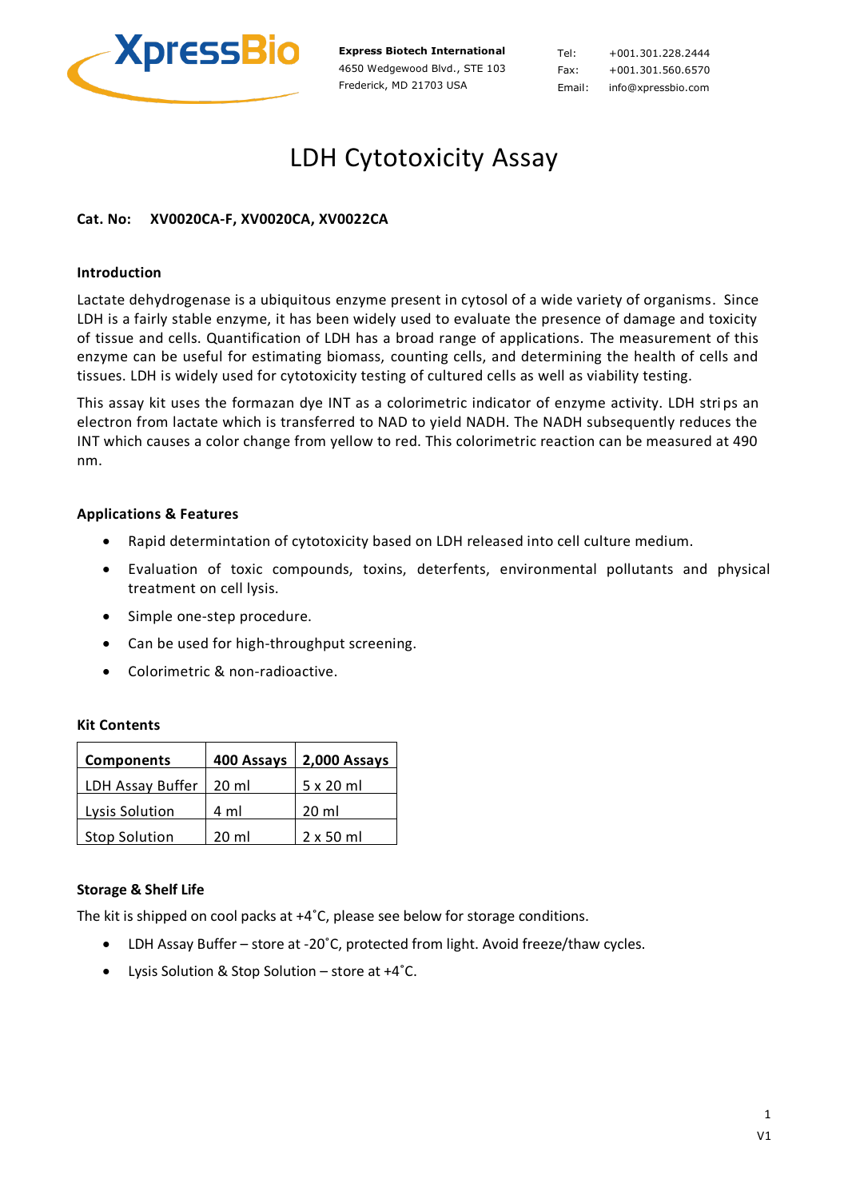Express Biotech International
4650 Wedgewood Blvd., STE 103
Frederick, MD 21703 USA

Tel: +001.301.228.2444
Fax: +001.301.560.6570
Email: info@xpressbio.com

# LDH Cytotoxicity Assay

**Cat. No: XV0020CA-F, XV0020CA, XV0022CA**

## Introduction

Lactate dehydrogenase is a ubiquitous enzyme present in cytosol of a wide variety of organisms. Since LDH is a fairly stable enzyme, it has been widely used to evaluate the presence of damage and toxicity of tissue and cells. Quantification of LDH has a broad range of applications. The measurement of this enzyme can be useful for estimating biomass, counting cells, and determining the health of cells and tissues. LDH is widely used for cytotoxicity testing of cultured cells as well as viability testing.

This assay kit uses the formazan dye INT as a colorimetric indicator of enzyme activity. LDH strips an electron from lactate which is transferred to NAD to yield NADH. The NADH subsequently reduces the INT which causes a color change from yellow to red. This colorimetric reaction can be measured at 490 nm.

## Applications & Features

- Rapid determintation of cytotoxicity based on LDH released into cell culture medium.
- Evaluation of toxic compounds, toxins, deterfents, environmental pollutants and physical treatment on cell lysis.
- Simple one-step procedure.
- Can be used for high-throughput screening.
- Colorimetric & non-radioactive.

## Kit Contents

| Components | 400 Assays | 2,000 Assays |
|---|---|---|
| LDH Assay Buffer | 20 ml | 5 x 20 ml |
| Lysis Solution | 4 ml | 20 ml |
| Stop Solution | 20 ml | 2 x 50 ml |

## Storage & Shelf Life

The kit is shipped on cool packs at +4˚C, please see below for storage conditions.

- LDH Assay Buffer – store at -20˚C, protected from light. Avoid freeze/thaw cycles.
- Lysis Solution & Stop Solution – store at +4˚C.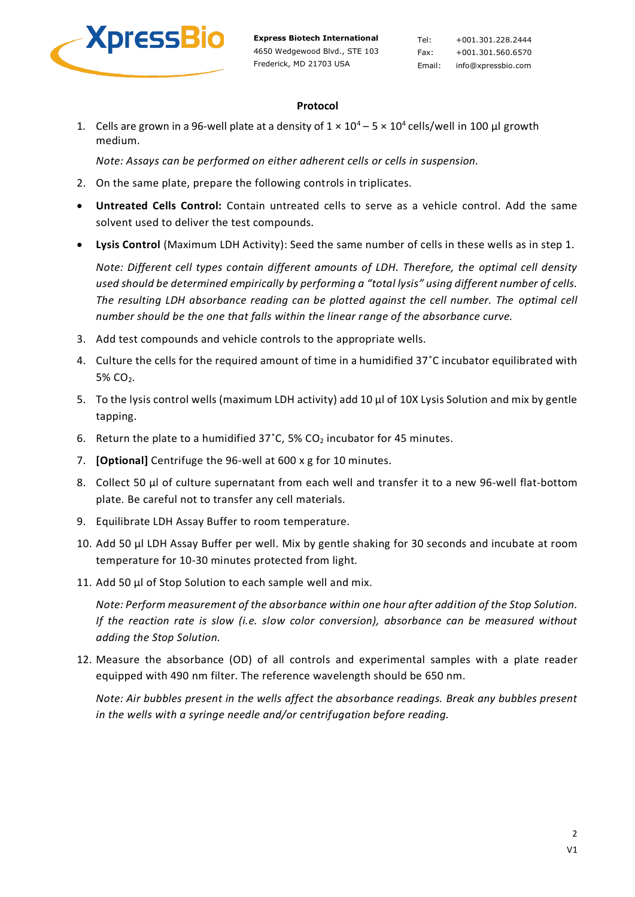### Protocol

1. Cells are grown in a 96-well plate at a density of $1 \times 10^4 - 5 \times 10^4$ cells/well in 100 µl growth medium.

   *Note: Assays can be performed on either adherent cells or cells in suspension.*

2. On the same plate, prepare the following controls in triplicates.

- **Untreated Cells Control:** Contain untreated cells to serve as a vehicle control. Add the same solvent used to deliver the test compounds.
- **Lysis Control** (Maximum LDH Activity): Seed the same number of cells in these wells as in step 1.

  *Note: Different cell types contain different amounts of LDH. Therefore, the optimal cell density used should be determined empirically by performing a "total lysis" using different number of cells. The resulting LDH absorbance reading can be plotted against the cell number. The optimal cell number should be the one that falls within the linear range of the absorbance curve.*

3. Add test compounds and vehicle controls to the appropriate wells.
4. Culture the cells for the required amount of time in a humidified 37˚C incubator equilibrated with 5% $CO_2$.
5. To the lysis control wells (maximum LDH activity) add 10 µl of 10X Lysis Solution and mix by gentle tapping.
6. Return the plate to a humidified 37˚C, 5% $CO_2$ incubator for 45 minutes.
7. **[Optional]** Centrifuge the 96-well at 600 x g for 10 minutes.
8. Collect 50 µl of culture supernatant from each well and transfer it to a new 96-well flat-bottom plate. Be careful not to transfer any cell materials.
9. Equilibrate LDH Assay Buffer to room temperature.
10. Add 50 µl LDH Assay Buffer per well. Mix by gentle shaking for 30 seconds and incubate at room temperature for 10-30 minutes protected from light.
11. Add 50 µl of Stop Solution to each sample well and mix.

    *Note: Perform measurement of the absorbance within one hour after addition of the Stop Solution. If the reaction rate is slow (i.e. slow color conversion), absorbance can be measured without adding the Stop Solution.*

12. Measure the absorbance (OD) of all controls and experimental samples with a plate reader equipped with 490 nm filter. The reference wavelength should be 650 nm.

    *Note: Air bubbles present in the wells affect the absorbance readings. Break any bubbles present in the wells with a syringe needle and/or centrifugation before reading.*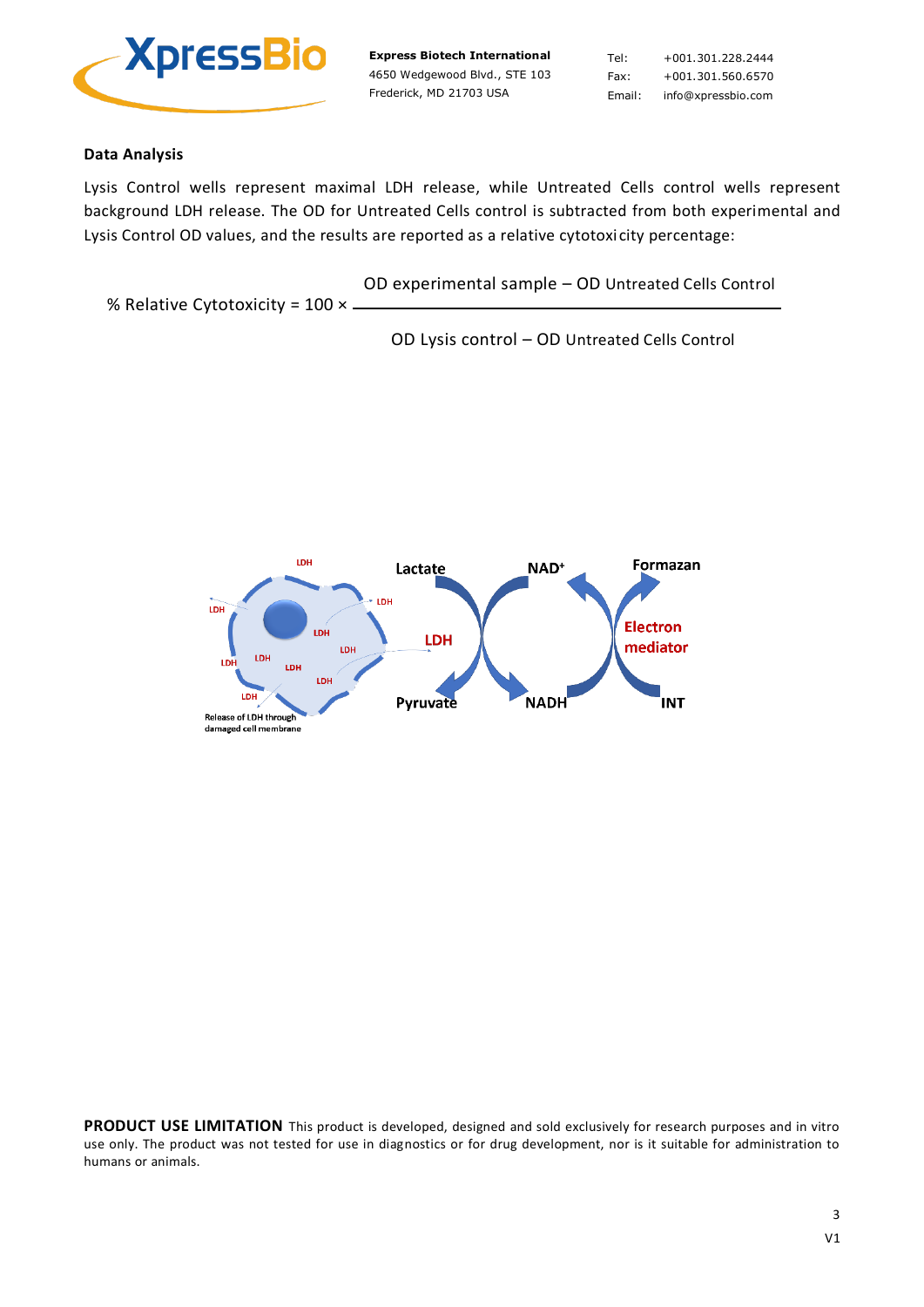## Data Analysis

Lysis Control wells represent maximal LDH release, while Untreated Cells control wells represent background LDH release. The OD for Untreated Cells control is subtracted from both experimental and Lysis Control OD values, and the results are reported as a relative cytotoxicity percentage:

$$\%\ \text{Relative Cytotoxicity} = 100 \times \frac{\text{OD experimental sample} - \text{OD Untreated Cells Control}}{\text{OD Lysis control} - \text{OD Untreated Cells Control}}$$

LDH

Lactate

NAD+

Formazan

LDH

Electron mediator

Pyruvate

NADH

INT

Release of LDH through damaged cell membrane

**PRODUCT USE LIMITATION** This product is developed, designed and sold exclusively for research purposes and in vitro use only. The product was not tested for use in diagnostics or for drug development, nor is it suitable for administration to humans or animals.